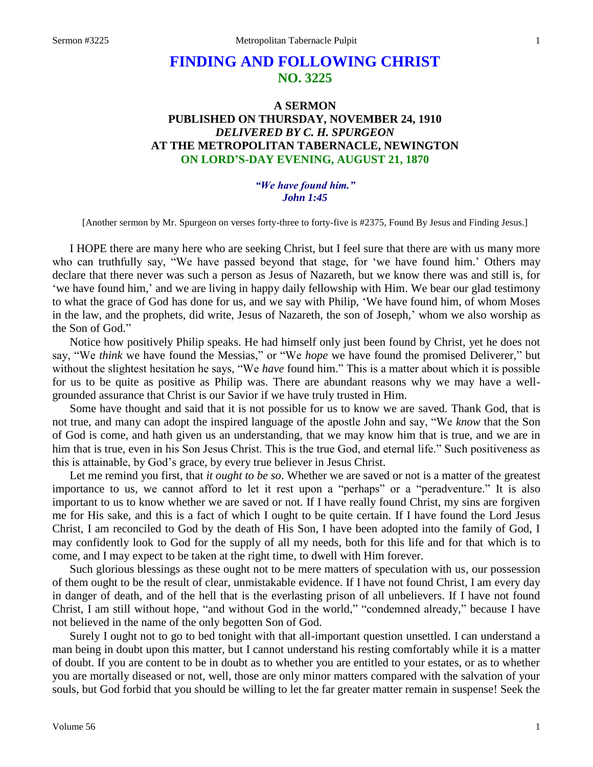# FINDING AND FOLLOWING CHRIST
## NO. 3225

### A SERMON
### PUBLISHED ON THURSDAY, NOVEMBER 24, 1910
### *DELIVERED BY C. H. SPURGEON*
### AT THE METROPOLITAN TABERNACLE, NEWINGTON
### ON LORD'S-DAY EVENING, AUGUST 21, 1870

*"We have found him."*
*John 1:45*

[Another sermon by Mr. Spurgeon on verses forty-three to forty-five is #2375, Found By Jesus and Finding Jesus.]

I HOPE there are many here who are seeking Christ, but I feel sure that there are with us many more who can truthfully say, "We have passed beyond that stage, for 'we have found him.' Others may declare that there never was such a person as Jesus of Nazareth, but we know there was and still is, for 'we have found him,' and we are living in happy daily fellowship with Him. We bear our glad testimony to what the grace of God has done for us, and we say with Philip, 'We have found him, of whom Moses in the law, and the prophets, did write, Jesus of Nazareth, the son of Joseph,' whom we also worship as the Son of God."

Notice how positively Philip speaks. He had himself only just been found by Christ, yet he does not say, "We *think* we have found the Messias," or "We *hope* we have found the promised Deliverer," but without the slightest hesitation he says, "We *have* found him." This is a matter about which it is possible for us to be quite as positive as Philip was. There are abundant reasons why we may have a well-grounded assurance that Christ is our Savior if we have truly trusted in Him.

Some have thought and said that it is not possible for us to know we are saved. Thank God, that is not true, and many can adopt the inspired language of the apostle John and say, "We *know* that the Son of God is come, and hath given us an understanding, that we may know him that is true, and we are in him that is true, even in his Son Jesus Christ. This is the true God, and eternal life." Such positiveness as this is attainable, by God's grace, by every true believer in Jesus Christ.

Let me remind you first, that *it ought to be so*. Whether we are saved or not is a matter of the greatest importance to us, we cannot afford to let it rest upon a "perhaps" or a "peradventure." It is also important to us to know whether we are saved or not. If I have really found Christ, my sins are forgiven me for His sake, and this is a fact of which I ought to be quite certain. If I have found the Lord Jesus Christ, I am reconciled to God by the death of His Son, I have been adopted into the family of God, I may confidently look to God for the supply of all my needs, both for this life and for that which is to come, and I may expect to be taken at the right time, to dwell with Him forever.

Such glorious blessings as these ought not to be mere matters of speculation with us, our possession of them ought to be the result of clear, unmistakable evidence. If I have not found Christ, I am every day in danger of death, and of the hell that is the everlasting prison of all unbelievers. If I have not found Christ, I am still without hope, "and without God in the world," "condemned already," because I have not believed in the name of the only begotten Son of God.

Surely I ought not to go to bed tonight with that all-important question unsettled. I can understand a man being in doubt upon this matter, but I cannot understand his resting comfortably while it is a matter of doubt. If you are content to be in doubt as to whether you are entitled to your estates, or as to whether you are mortally diseased or not, well, those are only minor matters compared with the salvation of your souls, but God forbid that you should be willing to let the far greater matter remain in suspense! Seek the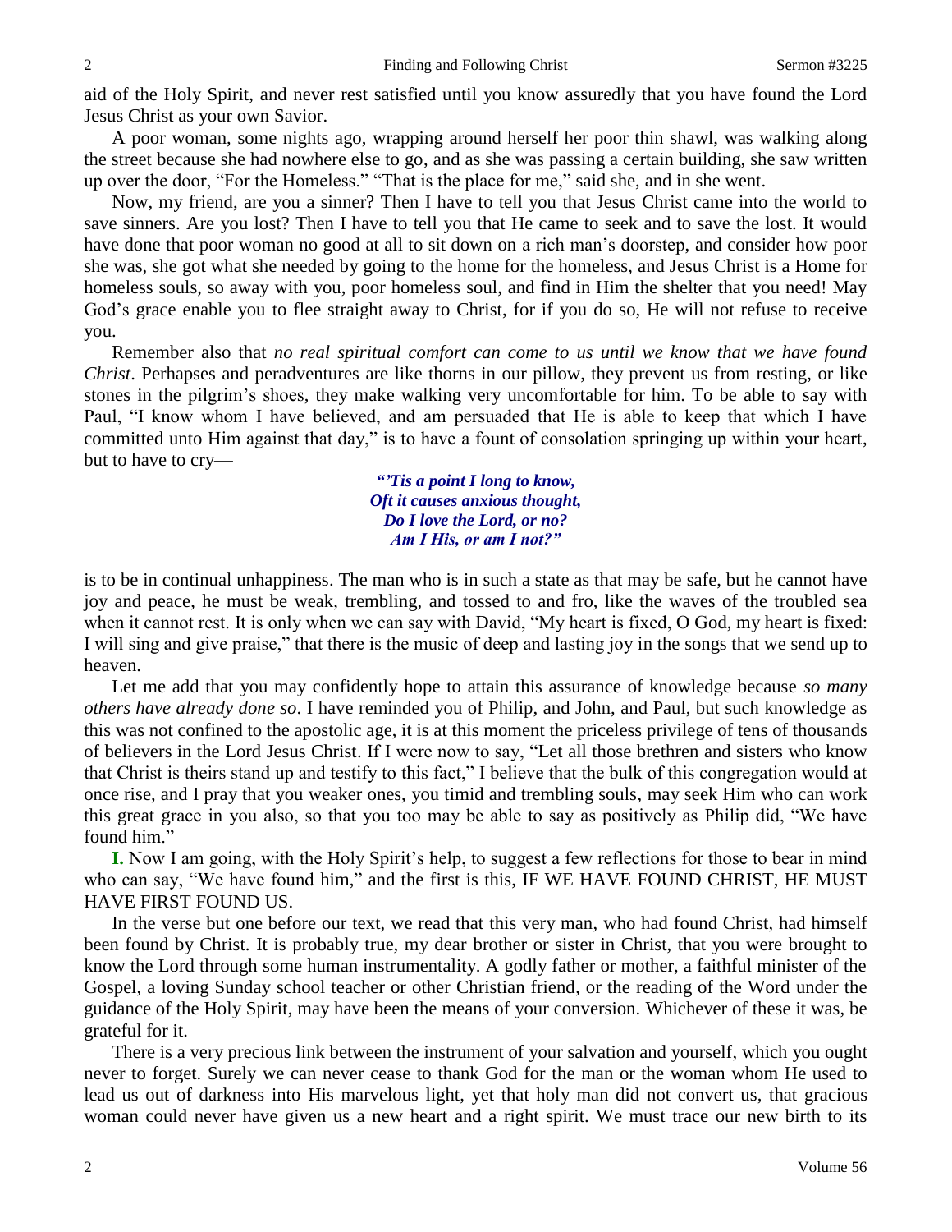aid of the Holy Spirit, and never rest satisfied until you know assuredly that you have found the Lord Jesus Christ as your own Savior.

A poor woman, some nights ago, wrapping around herself her poor thin shawl, was walking along the street because she had nowhere else to go, and as she was passing a certain building, she saw written up over the door, "For the Homeless." "That is the place for me," said she, and in she went.

Now, my friend, are you a sinner? Then I have to tell you that Jesus Christ came into the world to save sinners. Are you lost? Then I have to tell you that He came to seek and to save the lost. It would have done that poor woman no good at all to sit down on a rich man's doorstep, and consider how poor she was, she got what she needed by going to the home for the homeless, and Jesus Christ is a Home for homeless souls, so away with you, poor homeless soul, and find in Him the shelter that you need! May God's grace enable you to flee straight away to Christ, for if you do so, He will not refuse to receive you.

Remember also that *no real spiritual comfort can come to us until we know that we have found Christ*. Perhapses and peradventures are like thorns in our pillow, they prevent us from resting, or like stones in the pilgrim's shoes, they make walking very uncomfortable for him. To be able to say with Paul, "I know whom I have believed, and am persuaded that He is able to keep that which I have committed unto Him against that day," is to have a fount of consolation springing up within your heart, but to have to cry—

> *"'Tis a point I long to know,*
> *Oft it causes anxious thought,*
> *Do I love the Lord, or no?*
> *Am I His, or am I not?"*

is to be in continual unhappiness. The man who is in such a state as that may be safe, but he cannot have joy and peace, he must be weak, trembling, and tossed to and fro, like the waves of the troubled sea when it cannot rest. It is only when we can say with David, "My heart is fixed, O God, my heart is fixed: I will sing and give praise," that there is the music of deep and lasting joy in the songs that we send up to heaven.

Let me add that you may confidently hope to attain this assurance of knowledge because *so many others have already done so*. I have reminded you of Philip, and John, and Paul, but such knowledge as this was not confined to the apostolic age, it is at this moment the priceless privilege of tens of thousands of believers in the Lord Jesus Christ. If I were now to say, "Let all those brethren and sisters who know that Christ is theirs stand up and testify to this fact," I believe that the bulk of this congregation would at once rise, and I pray that you weaker ones, you timid and trembling souls, may seek Him who can work this great grace in you also, so that you too may be able to say as positively as Philip did, "We have found him."

**I.** Now I am going, with the Holy Spirit's help, to suggest a few reflections for those to bear in mind who can say, "We have found him," and the first is this, IF WE HAVE FOUND CHRIST, HE MUST HAVE FIRST FOUND US.

In the verse but one before our text, we read that this very man, who had found Christ, had himself been found by Christ. It is probably true, my dear brother or sister in Christ, that you were brought to know the Lord through some human instrumentality. A godly father or mother, a faithful minister of the Gospel, a loving Sunday school teacher or other Christian friend, or the reading of the Word under the guidance of the Holy Spirit, may have been the means of your conversion. Whichever of these it was, be grateful for it.

There is a very precious link between the instrument of your salvation and yourself, which you ought never to forget. Surely we can never cease to thank God for the man or the woman whom He used to lead us out of darkness into His marvelous light, yet that holy man did not convert us, that gracious woman could never have given us a new heart and a right spirit. We must trace our new birth to its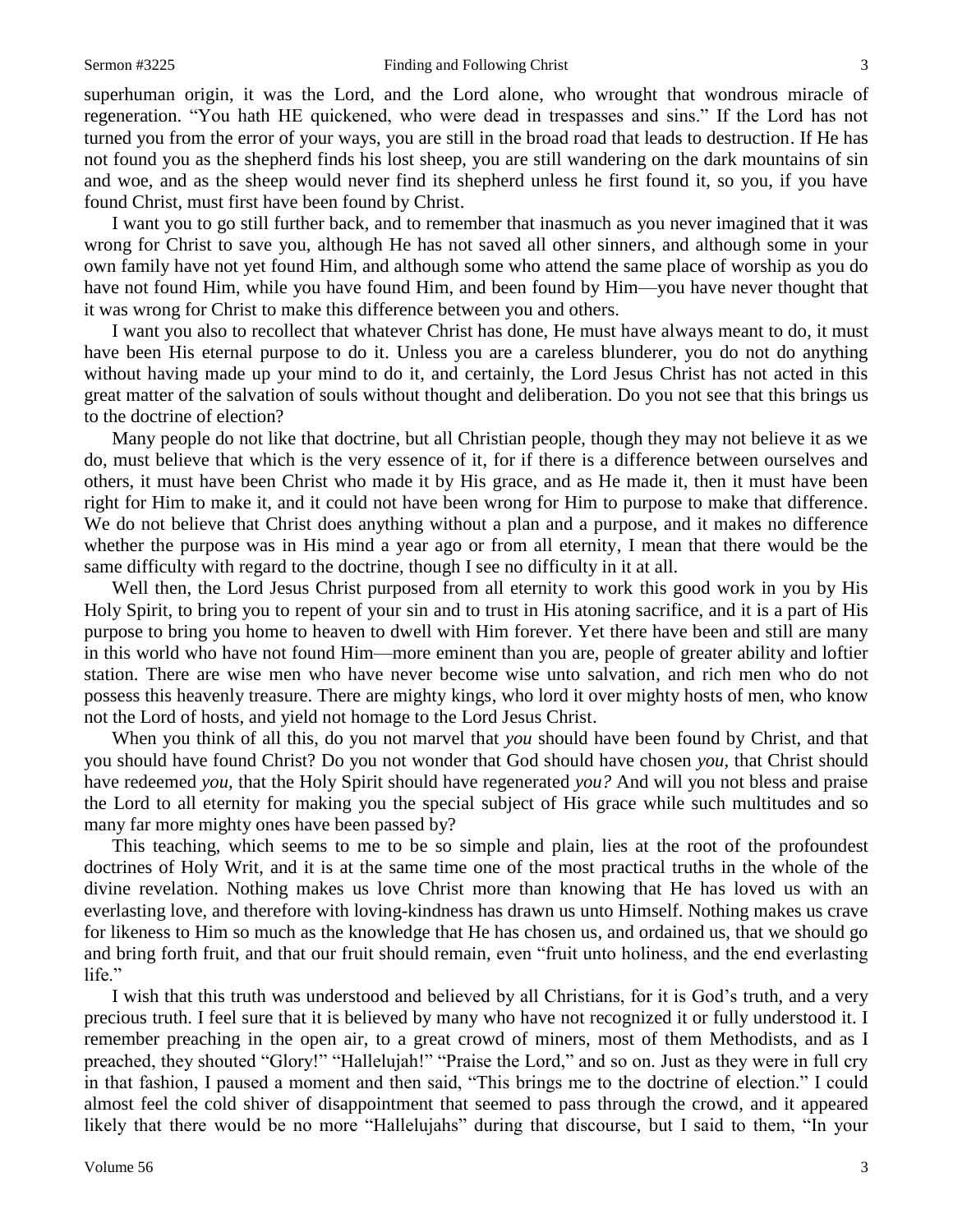superhuman origin, it was the Lord, and the Lord alone, who wrought that wondrous miracle of regeneration. "You hath HE quickened, who were dead in trespasses and sins." If the Lord has not turned you from the error of your ways, you are still in the broad road that leads to destruction. If He has not found you as the shepherd finds his lost sheep, you are still wandering on the dark mountains of sin and woe, and as the sheep would never find its shepherd unless he first found it, so you, if you have found Christ, must first have been found by Christ.

I want you to go still further back, and to remember that inasmuch as you never imagined that it was wrong for Christ to save you, although He has not saved all other sinners, and although some in your own family have not yet found Him, and although some who attend the same place of worship as you do have not found Him, while you have found Him, and been found by Him—you have never thought that it was wrong for Christ to make this difference between you and others.

I want you also to recollect that whatever Christ has done, He must have always meant to do, it must have been His eternal purpose to do it. Unless you are a careless blunderer, you do not do anything without having made up your mind to do it, and certainly, the Lord Jesus Christ has not acted in this great matter of the salvation of souls without thought and deliberation. Do you not see that this brings us to the doctrine of election?

Many people do not like that doctrine, but all Christian people, though they may not believe it as we do, must believe that which is the very essence of it, for if there is a difference between ourselves and others, it must have been Christ who made it by His grace, and as He made it, then it must have been right for Him to make it, and it could not have been wrong for Him to purpose to make that difference. We do not believe that Christ does anything without a plan and a purpose, and it makes no difference whether the purpose was in His mind a year ago or from all eternity, I mean that there would be the same difficulty with regard to the doctrine, though I see no difficulty in it at all.

Well then, the Lord Jesus Christ purposed from all eternity to work this good work in you by His Holy Spirit, to bring you to repent of your sin and to trust in His atoning sacrifice, and it is a part of His purpose to bring you home to heaven to dwell with Him forever. Yet there have been and still are many in this world who have not found Him—more eminent than you are, people of greater ability and loftier station. There are wise men who have never become wise unto salvation, and rich men who do not possess this heavenly treasure. There are mighty kings, who lord it over mighty hosts of men, who know not the Lord of hosts, and yield not homage to the Lord Jesus Christ.

When you think of all this, do you not marvel that *you* should have been found by Christ, and that you should have found Christ? Do you not wonder that God should have chosen *you*, that Christ should have redeemed *you*, that the Holy Spirit should have regenerated *you?* And will you not bless and praise the Lord to all eternity for making you the special subject of His grace while such multitudes and so many far more mighty ones have been passed by?

This teaching, which seems to me to be so simple and plain, lies at the root of the profoundest doctrines of Holy Writ, and it is at the same time one of the most practical truths in the whole of the divine revelation. Nothing makes us love Christ more than knowing that He has loved us with an everlasting love, and therefore with loving-kindness has drawn us unto Himself. Nothing makes us crave for likeness to Him so much as the knowledge that He has chosen us, and ordained us, that we should go and bring forth fruit, and that our fruit should remain, even "fruit unto holiness, and the end everlasting life."

I wish that this truth was understood and believed by all Christians, for it is God's truth, and a very precious truth. I feel sure that it is believed by many who have not recognized it or fully understood it. I remember preaching in the open air, to a great crowd of miners, most of them Methodists, and as I preached, they shouted "Glory!" "Hallelujah!" "Praise the Lord," and so on. Just as they were in full cry in that fashion, I paused a moment and then said, "This brings me to the doctrine of election." I could almost feel the cold shiver of disappointment that seemed to pass through the crowd, and it appeared likely that there would be no more "Hallelujahs" during that discourse, but I said to them, "In your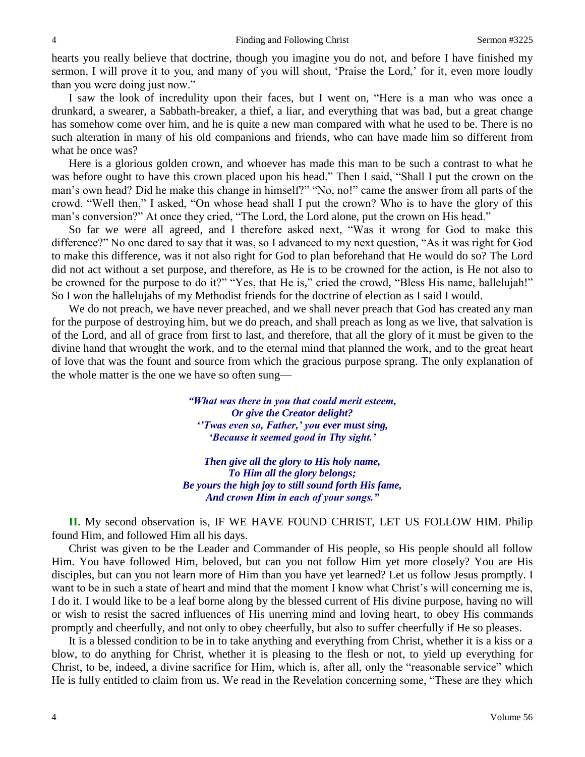hearts you really believe that doctrine, though you imagine you do not, and before I have finished my sermon, I will prove it to you, and many of you will shout, 'Praise the Lord,' for it, even more loudly than you were doing just now."

I saw the look of incredulity upon their faces, but I went on, "Here is a man who was once a drunkard, a swearer, a Sabbath-breaker, a thief, a liar, and everything that was bad, but a great change has somehow come over him, and he is quite a new man compared with what he used to be. There is no such alteration in many of his old companions and friends, who can have made him so different from what he once was?

Here is a glorious golden crown, and whoever has made this man to be such a contrast to what he was before ought to have this crown placed upon his head." Then I said, "Shall I put the crown on the man's own head? Did he make this change in himself?" "No, no!" came the answer from all parts of the crowd. "Well then," I asked, "On whose head shall I put the crown? Who is to have the glory of this man's conversion?" At once they cried, "The Lord, the Lord alone, put the crown on His head."

So far we were all agreed, and I therefore asked next, "Was it wrong for God to make this difference?" No one dared to say that it was, so I advanced to my next question, "As it was right for God to make this difference, was it not also right for God to plan beforehand that He would do so? The Lord did not act without a set purpose, and therefore, as He is to be crowned for the action, is He not also to be crowned for the purpose to do it?" "Yes, that He is," cried the crowd, "Bless His name, hallelujah!" So I won the hallelujahs of my Methodist friends for the doctrine of election as I said I would.

We do not preach, we have never preached, and we shall never preach that God has created any man for the purpose of destroying him, but we do preach, and shall preach as long as we live, that salvation is of the Lord, and all of grace from first to last, and therefore, that all the glory of it must be given to the divine hand that wrought the work, and to the eternal mind that planned the work, and to the great heart of love that was the fount and source from which the gracious purpose sprang. The only explanation of the whole matter is the one we have so often sung—

> *"What was there in you that could merit esteem,*
> *Or give the Creator delight?*
> *''Twas even so, Father,' you ever must sing,*
> *'Because it seemed good in Thy sight.'*
>
> *Then give all the glory to His holy name,*
> *To Him all the glory belongs;*
> *Be yours the high joy to still sound forth His fame,*
> *And crown Him in each of your songs."*

**II.** My second observation is, IF WE HAVE FOUND CHRIST, LET US FOLLOW HIM. Philip found Him, and followed Him all his days.

Christ was given to be the Leader and Commander of His people, so His people should all follow Him. You have followed Him, beloved, but can you not follow Him yet more closely? You are His disciples, but can you not learn more of Him than you have yet learned? Let us follow Jesus promptly. I want to be in such a state of heart and mind that the moment I know what Christ's will concerning me is, I do it. I would like to be a leaf borne along by the blessed current of His divine purpose, having no will or wish to resist the sacred influences of His unerring mind and loving heart, to obey His commands promptly and cheerfully, and not only to obey cheerfully, but also to suffer cheerfully if He so pleases.

It is a blessed condition to be in to take anything and everything from Christ, whether it is a kiss or a blow, to do anything for Christ, whether it is pleasing to the flesh or not, to yield up everything for Christ, to be, indeed, a divine sacrifice for Him, which is, after all, only the "reasonable service" which He is fully entitled to claim from us. We read in the Revelation concerning some, "These are they which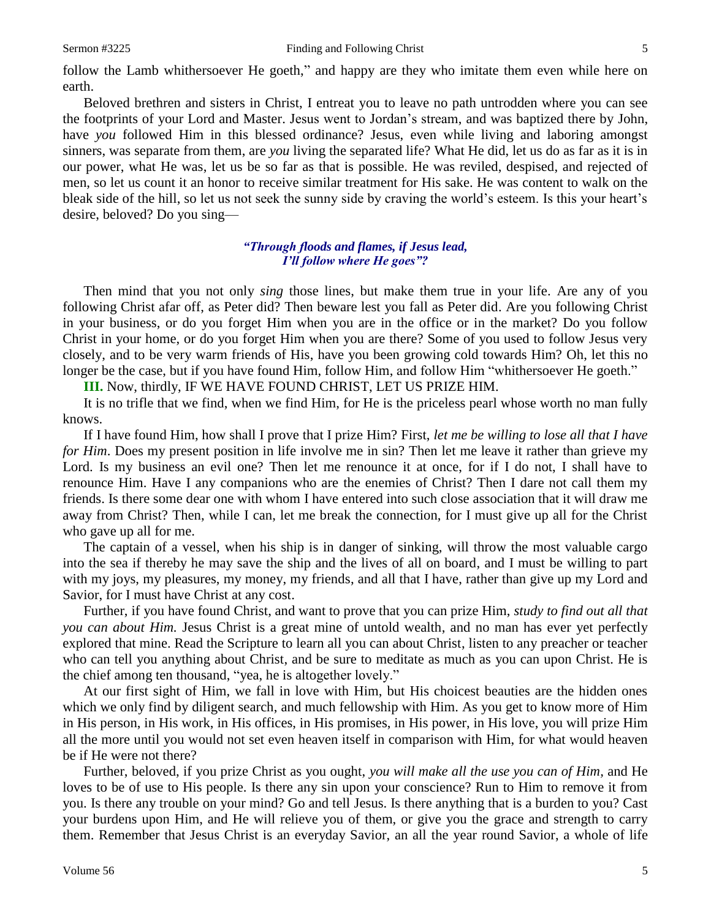follow the Lamb whithersoever He goeth," and happy are they who imitate them even while here on earth.

Beloved brethren and sisters in Christ, I entreat you to leave no path untrodden where you can see the footprints of your Lord and Master. Jesus went to Jordan's stream, and was baptized there by John, have *you* followed Him in this blessed ordinance? Jesus, even while living and laboring amongst sinners, was separate from them, are *you* living the separated life? What He did, let us do as far as it is in our power, what He was, let us be so far as that is possible. He was reviled, despised, and rejected of men, so let us count it an honor to receive similar treatment for His sake. He was content to walk on the bleak side of the hill, so let us not seek the sunny side by craving the world's esteem. Is this your heart's desire, beloved? Do you sing—

> ***"Through floods and flames, if Jesus lead,***
> ***I'll follow where He goes"?***

Then mind that you not only *sing* those lines, but make them true in your life. Are any of you following Christ afar off, as Peter did? Then beware lest you fall as Peter did. Are you following Christ in your business, or do you forget Him when you are in the office or in the market? Do you follow Christ in your home, or do you forget Him when you are there? Some of you used to follow Jesus very closely, and to be very warm friends of His, have you been growing cold towards Him? Oh, let this no longer be the case, but if you have found Him, follow Him, and follow Him "whithersoever He goeth."

**III.** Now, thirdly, IF WE HAVE FOUND CHRIST, LET US PRIZE HIM.

It is no trifle that we find, when we find Him, for He is the priceless pearl whose worth no man fully knows.

If I have found Him, how shall I prove that I prize Him? First, *let me be willing to lose all that I have for Him*. Does my present position in life involve me in sin? Then let me leave it rather than grieve my Lord. Is my business an evil one? Then let me renounce it at once, for if I do not, I shall have to renounce Him. Have I any companions who are the enemies of Christ? Then I dare not call them my friends. Is there some dear one with whom I have entered into such close association that it will draw me away from Christ? Then, while I can, let me break the connection, for I must give up all for the Christ who gave up all for me.

The captain of a vessel, when his ship is in danger of sinking, will throw the most valuable cargo into the sea if thereby he may save the ship and the lives of all on board, and I must be willing to part with my joys, my pleasures, my money, my friends, and all that I have, rather than give up my Lord and Savior, for I must have Christ at any cost.

Further, if you have found Christ, and want to prove that you can prize Him, *study to find out all that you can about Him.* Jesus Christ is a great mine of untold wealth, and no man has ever yet perfectly explored that mine. Read the Scripture to learn all you can about Christ, listen to any preacher or teacher who can tell you anything about Christ, and be sure to meditate as much as you can upon Christ. He is the chief among ten thousand, "yea, he is altogether lovely."

At our first sight of Him, we fall in love with Him, but His choicest beauties are the hidden ones which we only find by diligent search, and much fellowship with Him. As you get to know more of Him in His person, in His work, in His offices, in His promises, in His power, in His love, you will prize Him all the more until you would not set even heaven itself in comparison with Him, for what would heaven be if He were not there?

Further, beloved, if you prize Christ as you ought, *you will make all the use you can of Him,* and He loves to be of use to His people. Is there any sin upon your conscience? Run to Him to remove it from you. Is there any trouble on your mind? Go and tell Jesus. Is there anything that is a burden to you? Cast your burdens upon Him, and He will relieve you of them, or give you the grace and strength to carry them. Remember that Jesus Christ is an everyday Savior, an all the year round Savior, a whole of life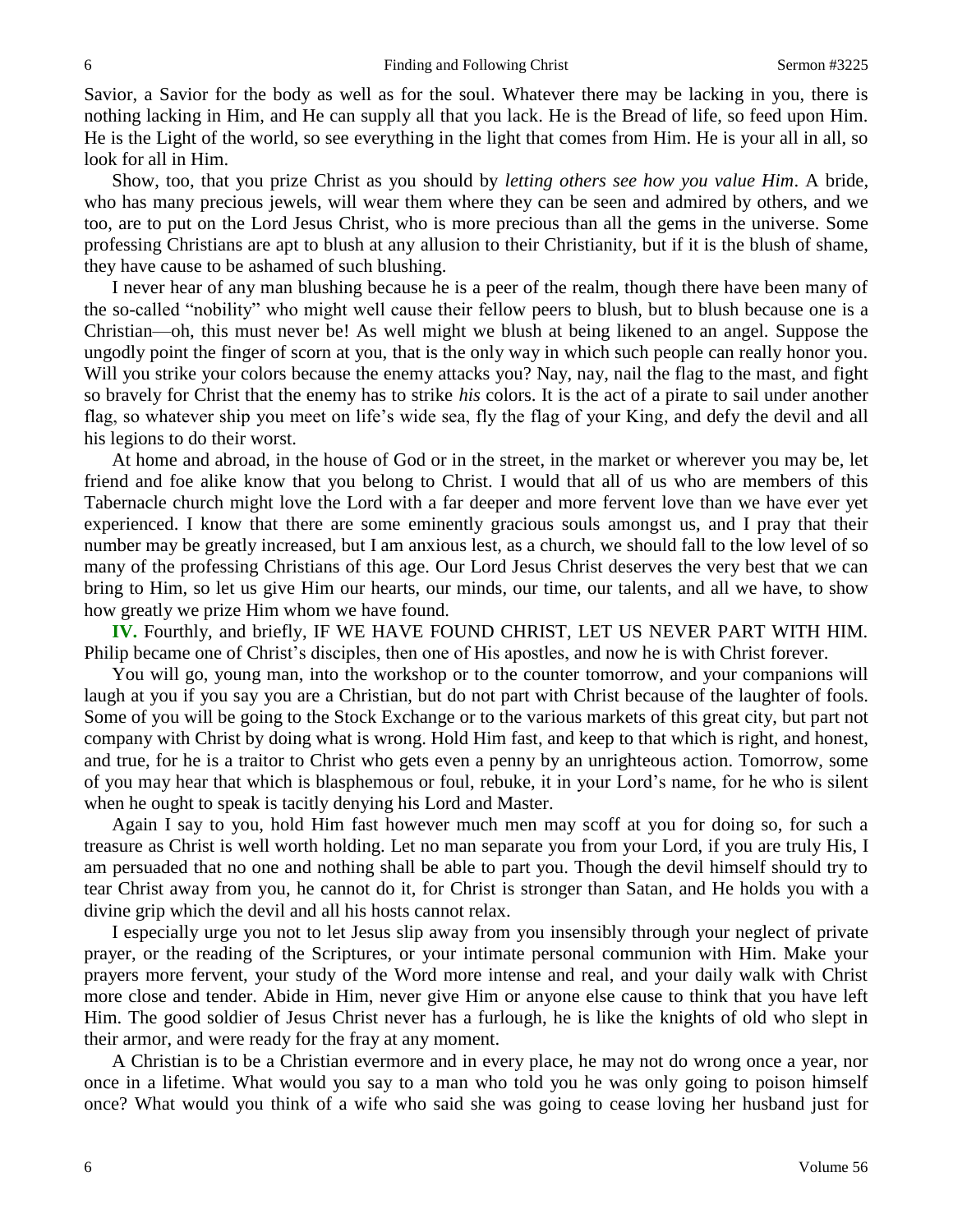Savior, a Savior for the body as well as for the soul. Whatever there may be lacking in you, there is nothing lacking in Him, and He can supply all that you lack. He is the Bread of life, so feed upon Him. He is the Light of the world, so see everything in the light that comes from Him. He is your all in all, so look for all in Him.

Show, too, that you prize Christ as you should by *letting others see how you value Him*. A bride, who has many precious jewels, will wear them where they can be seen and admired by others, and we too, are to put on the Lord Jesus Christ, who is more precious than all the gems in the universe. Some professing Christians are apt to blush at any allusion to their Christianity, but if it is the blush of shame, they have cause to be ashamed of such blushing.

I never hear of any man blushing because he is a peer of the realm, though there have been many of the so-called "nobility" who might well cause their fellow peers to blush, but to blush because one is a Christian—oh, this must never be! As well might we blush at being likened to an angel. Suppose the ungodly point the finger of scorn at you, that is the only way in which such people can really honor you. Will you strike your colors because the enemy attacks you? Nay, nay, nail the flag to the mast, and fight so bravely for Christ that the enemy has to strike *his* colors. It is the act of a pirate to sail under another flag, so whatever ship you meet on life's wide sea, fly the flag of your King, and defy the devil and all his legions to do their worst.

At home and abroad, in the house of God or in the street, in the market or wherever you may be, let friend and foe alike know that you belong to Christ. I would that all of us who are members of this Tabernacle church might love the Lord with a far deeper and more fervent love than we have ever yet experienced. I know that there are some eminently gracious souls amongst us, and I pray that their number may be greatly increased, but I am anxious lest, as a church, we should fall to the low level of so many of the professing Christians of this age. Our Lord Jesus Christ deserves the very best that we can bring to Him, so let us give Him our hearts, our minds, our time, our talents, and all we have, to show how greatly we prize Him whom we have found.

**IV.** Fourthly, and briefly, IF WE HAVE FOUND CHRIST, LET US NEVER PART WITH HIM. Philip became one of Christ's disciples, then one of His apostles, and now he is with Christ forever.

You will go, young man, into the workshop or to the counter tomorrow, and your companions will laugh at you if you say you are a Christian, but do not part with Christ because of the laughter of fools. Some of you will be going to the Stock Exchange or to the various markets of this great city, but part not company with Christ by doing what is wrong. Hold Him fast, and keep to that which is right, and honest, and true, for he is a traitor to Christ who gets even a penny by an unrighteous action. Tomorrow, some of you may hear that which is blasphemous or foul, rebuke, it in your Lord's name, for he who is silent when he ought to speak is tacitly denying his Lord and Master.

Again I say to you, hold Him fast however much men may scoff at you for doing so, for such a treasure as Christ is well worth holding. Let no man separate you from your Lord, if you are truly His, I am persuaded that no one and nothing shall be able to part you. Though the devil himself should try to tear Christ away from you, he cannot do it, for Christ is stronger than Satan, and He holds you with a divine grip which the devil and all his hosts cannot relax.

I especially urge you not to let Jesus slip away from you insensibly through your neglect of private prayer, or the reading of the Scriptures, or your intimate personal communion with Him. Make your prayers more fervent, your study of the Word more intense and real, and your daily walk with Christ more close and tender. Abide in Him, never give Him or anyone else cause to think that you have left Him. The good soldier of Jesus Christ never has a furlough, he is like the knights of old who slept in their armor, and were ready for the fray at any moment.

A Christian is to be a Christian evermore and in every place, he may not do wrong once a year, nor once in a lifetime. What would you say to a man who told you he was only going to poison himself once? What would you think of a wife who said she was going to cease loving her husband just for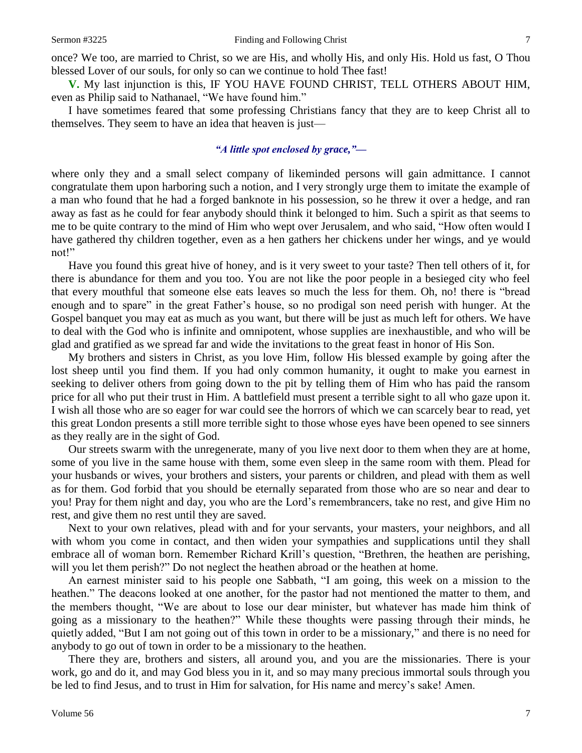once? We too, are married to Christ, so we are His, and wholly His, and only His. Hold us fast, O Thou blessed Lover of our souls, for only so can we continue to hold Thee fast!

**V.** My last injunction is this, IF YOU HAVE FOUND CHRIST, TELL OTHERS ABOUT HIM, even as Philip said to Nathanael, "We have found him."

I have sometimes feared that some professing Christians fancy that they are to keep Christ all to themselves. They seem to have an idea that heaven is just—

*"A little spot enclosed by grace,"—*

where only they and a small select company of likeminded persons will gain admittance. I cannot congratulate them upon harboring such a notion, and I very strongly urge them to imitate the example of a man who found that he had a forged banknote in his possession, so he threw it over a hedge, and ran away as fast as he could for fear anybody should think it belonged to him. Such a spirit as that seems to me to be quite contrary to the mind of Him who wept over Jerusalem, and who said, "How often would I have gathered thy children together, even as a hen gathers her chickens under her wings, and ye would not!"

Have you found this great hive of honey, and is it very sweet to your taste? Then tell others of it, for there is abundance for them and you too. You are not like the poor people in a besieged city who feel that every mouthful that someone else eats leaves so much the less for them. Oh, no! there is "bread enough and to spare" in the great Father's house, so no prodigal son need perish with hunger. At the Gospel banquet you may eat as much as you want, but there will be just as much left for others. We have to deal with the God who is infinite and omnipotent, whose supplies are inexhaustible, and who will be glad and gratified as we spread far and wide the invitations to the great feast in honor of His Son.

My brothers and sisters in Christ, as you love Him, follow His blessed example by going after the lost sheep until you find them. If you had only common humanity, it ought to make you earnest in seeking to deliver others from going down to the pit by telling them of Him who has paid the ransom price for all who put their trust in Him. A battlefield must present a terrible sight to all who gaze upon it. I wish all those who are so eager for war could see the horrors of which we can scarcely bear to read, yet this great London presents a still more terrible sight to those whose eyes have been opened to see sinners as they really are in the sight of God.

Our streets swarm with the unregenerate, many of you live next door to them when they are at home, some of you live in the same house with them, some even sleep in the same room with them. Plead for your husbands or wives, your brothers and sisters, your parents or children, and plead with them as well as for them. God forbid that you should be eternally separated from those who are so near and dear to you! Pray for them night and day, you who are the Lord's remembrancers, take no rest, and give Him no rest, and give them no rest until they are saved.

Next to your own relatives, plead with and for your servants, your masters, your neighbors, and all with whom you come in contact, and then widen your sympathies and supplications until they shall embrace all of woman born. Remember Richard Krill's question, "Brethren, the heathen are perishing, will you let them perish?" Do not neglect the heathen abroad or the heathen at home.

An earnest minister said to his people one Sabbath, "I am going, this week on a mission to the heathen." The deacons looked at one another, for the pastor had not mentioned the matter to them, and the members thought, "We are about to lose our dear minister, but whatever has made him think of going as a missionary to the heathen?" While these thoughts were passing through their minds, he quietly added, "But I am not going out of this town in order to be a missionary," and there is no need for anybody to go out of town in order to be a missionary to the heathen.

There they are, brothers and sisters, all around you, and you are the missionaries. There is your work, go and do it, and may God bless you in it, and so may many precious immortal souls through you be led to find Jesus, and to trust in Him for salvation, for His name and mercy's sake! Amen.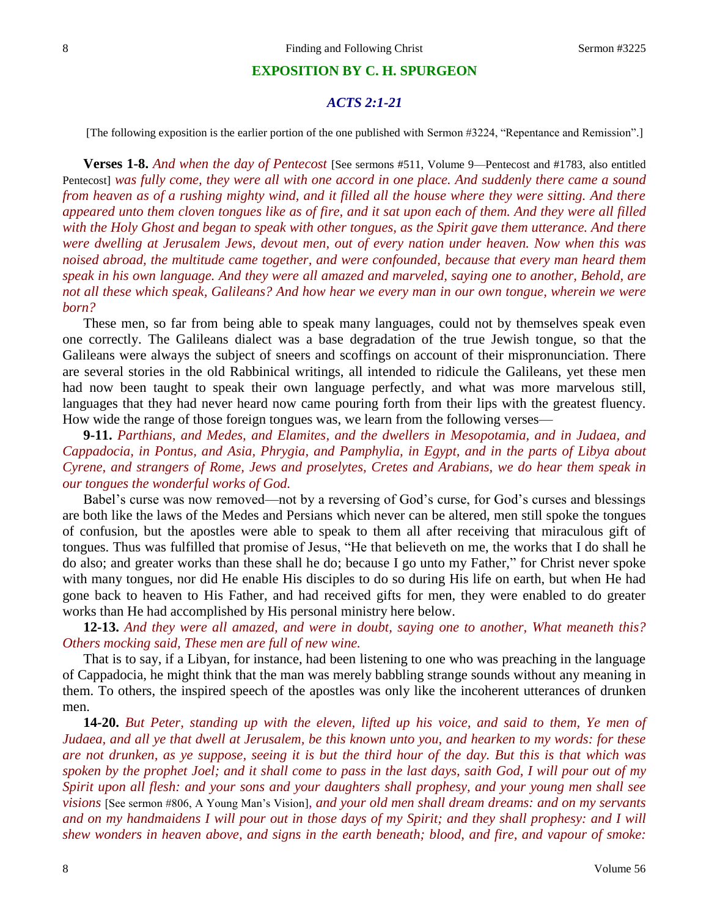## EXPOSITION BY C. H. SPURGEON

### *ACTS 2:1-21*

[The following exposition is the earlier portion of the one published with Sermon #3224, "Repentance and Remission".]

**Verses 1-8.** *And when the day of Pentecost* [See sermons #511, Volume 9—Pentecost and #1783, also entitled Pentecost] *was fully come, they were all with one accord in one place. And suddenly there came a sound from heaven as of a rushing mighty wind, and it filled all the house where they were sitting. And there appeared unto them cloven tongues like as of fire, and it sat upon each of them. And they were all filled with the Holy Ghost and began to speak with other tongues, as the Spirit gave them utterance. And there were dwelling at Jerusalem Jews, devout men, out of every nation under heaven. Now when this was noised abroad, the multitude came together, and were confounded, because that every man heard them speak in his own language. And they were all amazed and marveled, saying one to another, Behold, are not all these which speak, Galileans? And how hear we every man in our own tongue, wherein we were born?*

These men, so far from being able to speak many languages, could not by themselves speak even one correctly. The Galileans dialect was a base degradation of the true Jewish tongue, so that the Galileans were always the subject of sneers and scoffings on account of their mispronunciation. There are several stories in the old Rabbinical writings, all intended to ridicule the Galileans, yet these men had now been taught to speak their own language perfectly, and what was more marvelous still, languages that they had never heard now came pouring forth from their lips with the greatest fluency. How wide the range of those foreign tongues was, we learn from the following verses—

**9-11.** *Parthians, and Medes, and Elamites, and the dwellers in Mesopotamia, and in Judaea, and Cappadocia, in Pontus, and Asia, Phrygia, and Pamphylia, in Egypt, and in the parts of Libya about Cyrene, and strangers of Rome, Jews and proselytes, Cretes and Arabians, we do hear them speak in our tongues the wonderful works of God.*

Babel's curse was now removed—not by a reversing of God's curse, for God's curses and blessings are both like the laws of the Medes and Persians which never can be altered, men still spoke the tongues of confusion, but the apostles were able to speak to them all after receiving that miraculous gift of tongues. Thus was fulfilled that promise of Jesus, "He that believeth on me, the works that I do shall he do also; and greater works than these shall he do; because I go unto my Father," for Christ never spoke with many tongues, nor did He enable His disciples to do so during His life on earth, but when He had gone back to heaven to His Father, and had received gifts for men, they were enabled to do greater works than He had accomplished by His personal ministry here below.

**12-13.** *And they were all amazed, and were in doubt, saying one to another, What meaneth this? Others mocking said, These men are full of new wine.*

That is to say, if a Libyan, for instance, had been listening to one who was preaching in the language of Cappadocia, he might think that the man was merely babbling strange sounds without any meaning in them. To others, the inspired speech of the apostles was only like the incoherent utterances of drunken men.

**14-20.** *But Peter, standing up with the eleven, lifted up his voice, and said to them, Ye men of Judaea, and all ye that dwell at Jerusalem, be this known unto you, and hearken to my words: for these are not drunken, as ye suppose, seeing it is but the third hour of the day. But this is that which was spoken by the prophet Joel; and it shall come to pass in the last days, saith God, I will pour out of my Spirit upon all flesh: and your sons and your daughters shall prophesy, and your young men shall see visions* [See sermon #806, A Young Man's Vision], *and your old men shall dream dreams: and on my servants and on my handmaidens I will pour out in those days of my Spirit; and they shall prophesy: and I will shew wonders in heaven above, and signs in the earth beneath; blood, and fire, and vapour of smoke:*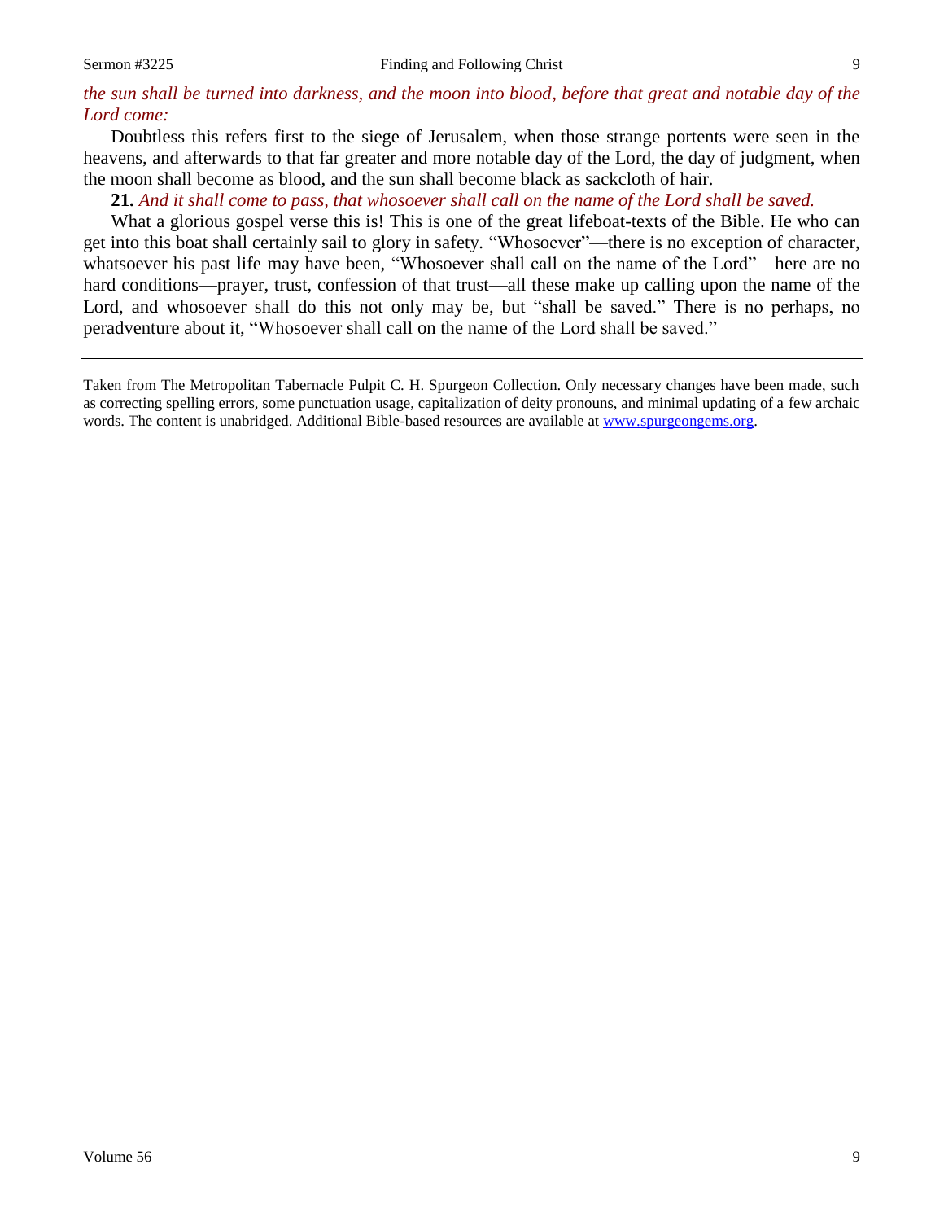*the sun shall be turned into darkness, and the moon into blood, before that great and notable day of the Lord come:*

Doubtless this refers first to the siege of Jerusalem, when those strange portents were seen in the heavens, and afterwards to that far greater and more notable day of the Lord, the day of judgment, when the moon shall become as blood, and the sun shall become black as sackcloth of hair.

**21.** *And it shall come to pass, that whosoever shall call on the name of the Lord shall be saved.*

What a glorious gospel verse this is! This is one of the great lifeboat-texts of the Bible. He who can get into this boat shall certainly sail to glory in safety. "Whosoever"—there is no exception of character, whatsoever his past life may have been, "Whosoever shall call on the name of the Lord"—here are no hard conditions—prayer, trust, confession of that trust—all these make up calling upon the name of the Lord, and whosoever shall do this not only may be, but "shall be saved." There is no perhaps, no peradventure about it, "Whosoever shall call on the name of the Lord shall be saved."

---

Taken from The Metropolitan Tabernacle Pulpit C. H. Spurgeon Collection. Only necessary changes have been made, such as correcting spelling errors, some punctuation usage, capitalization of deity pronouns, and minimal updating of a few archaic words. The content is unabridged. Additional Bible-based resources are available at [www.spurgeongems.org](http://www.spurgeongems.org).